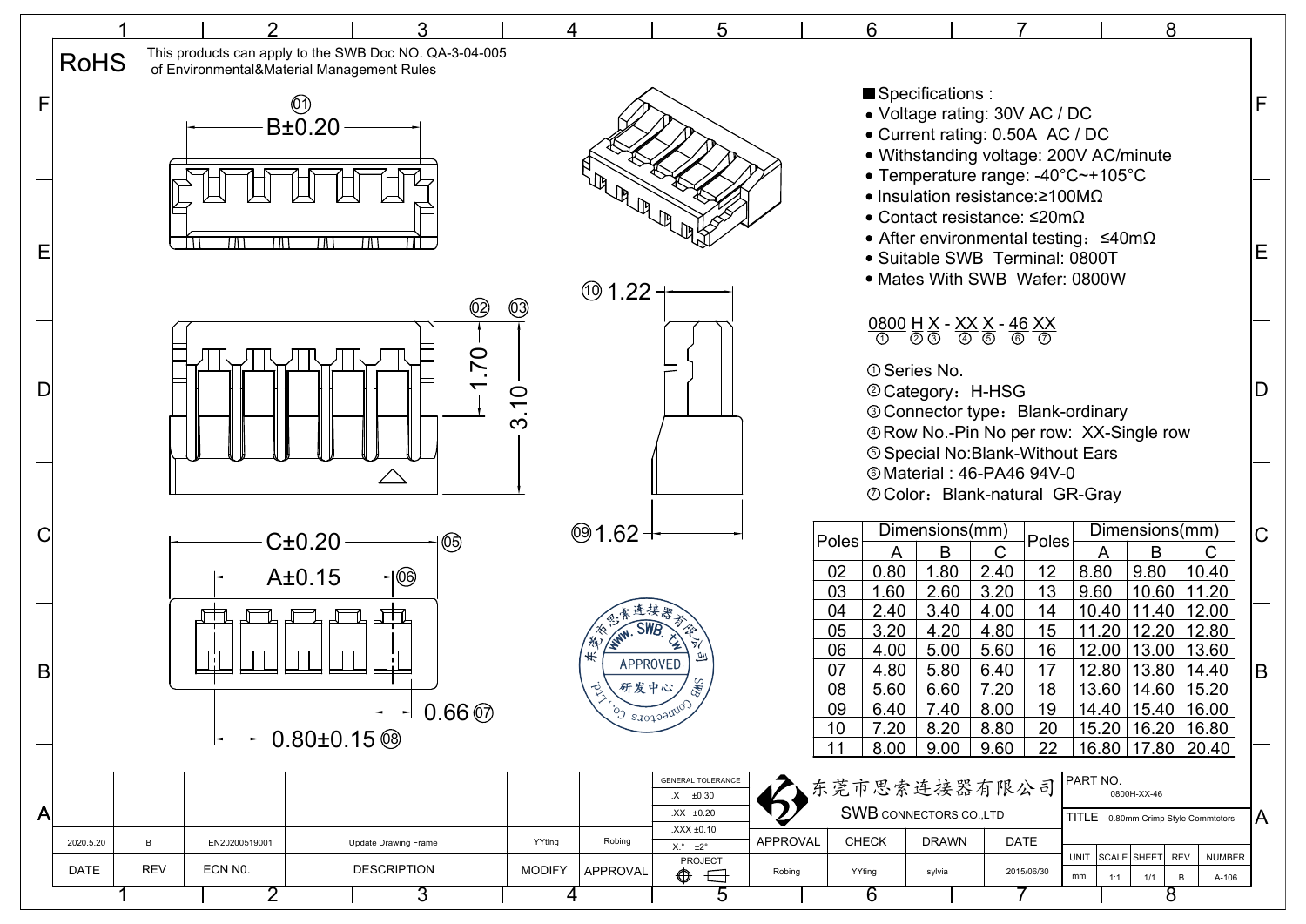RoHS | This products can apply to the SWB Doc NO. QA-3-04-005 of Environmental&Material Management Rules

①

B±0.20

② ③

1.70

3.10

⑩ 1.22

⑨ 1.62

C±0.20 ⑤

A±0.15 ⑥

0.66 ⑦

0.80±0.15 ⑧

■ Specifications :

- Voltage rating: 30V AC / DC
- Current rating: 0.50A AC / DC
- Withstanding voltage: 200V AC/minute
- Temperature range: -40°C~+105°C
- Insulation resistance:≥100MΩ
- Contact resistance: ≤20mΩ
- After environmental testing：≤40mΩ
- Suitable SWB Terminal: 0800T
- Mates With SWB Wafer: 0800W

0800 H X - XX X - 46 XX
① ②③ ④⑤ ⑥ ⑦

① Series No.
② Category：H-HSG
③ Connector type：Blank-ordinary
④ Row No.-Pin No per row: XX-Single row
⑤ Special No:Blank-Without Ears
⑥ Material : 46-PA46 94V-0
⑦ Color：Blank-natural GR-Gray

| Poles | Dimensions(mm) | | | Poles | Dimensions(mm) | | |
|---|---|---|---|---|---|---|---|
| | A | B | C | | A | B | C |
| 02 | 0.80 | 1.80 | 2.40 | 12 | 8.80 | 9.80 | 10.40 |
| 03 | 1.60 | 2.60 | 3.20 | 13 | 9.60 | 10.60 | 11.20 |
| 04 | 2.40 | 3.40 | 4.00 | 14 | 10.40 | 11.40 | 12.00 |
| 05 | 3.20 | 4.20 | 4.80 | 15 | 11.20 | 12.20 | 12.80 |
| 06 | 4.00 | 5.00 | 5.60 | 16 | 12.00 | 13.00 | 13.60 |
| 07 | 4.80 | 5.80 | 6.40 | 17 | 12.80 | 13.80 | 14.40 |
| 08 | 5.60 | 6.60 | 7.20 | 18 | 13.60 | 14.60 | 15.20 |
| 09 | 6.40 | 7.40 | 8.00 | 19 | 14.40 | 15.40 | 16.00 |
| 10 | 7.20 | 8.20 | 8.80 | 20 | 15.20 | 16.20 | 16.80 |
| 11 | 8.00 | 9.00 | 9.60 | 22 | 16.80 | 17.80 | 20.40 |

东莞市思索连接器有限公司 WWW.SWB.TW APPROVED 研发中心 SWB Connectors Co.,Ltd

| DATE | REV | ECN NO. | DESCRIPTION | MODIFY | APPROVAL |
|---|---|---|---|---|---|
| 2020.5.20 | B | EN20200519001 | Update Drawing Frame | YYting | Robing |

GENERAL TOLERANCE: .X ±0.30; .XX ±0.20; .XXX ±0.10; X.° ±2°

PROJECT

东莞市思索连接器有限公司
SWB CONNECTORS CO.,LTD

| APPROVAL | CHECK | DRAWN | DATE |
|---|---|---|---|
| Robing | YYting | sylvia | 2015/06/30 |

PART NO. 0800H-XX-46

TITLE 0.80mm Crimp Style Commtctors

| UNIT | SCALE | SHEET | REV | NUMBER |
|---|---|---|---|---|
| mm | 1:1 | 1/1 | B | A-106 |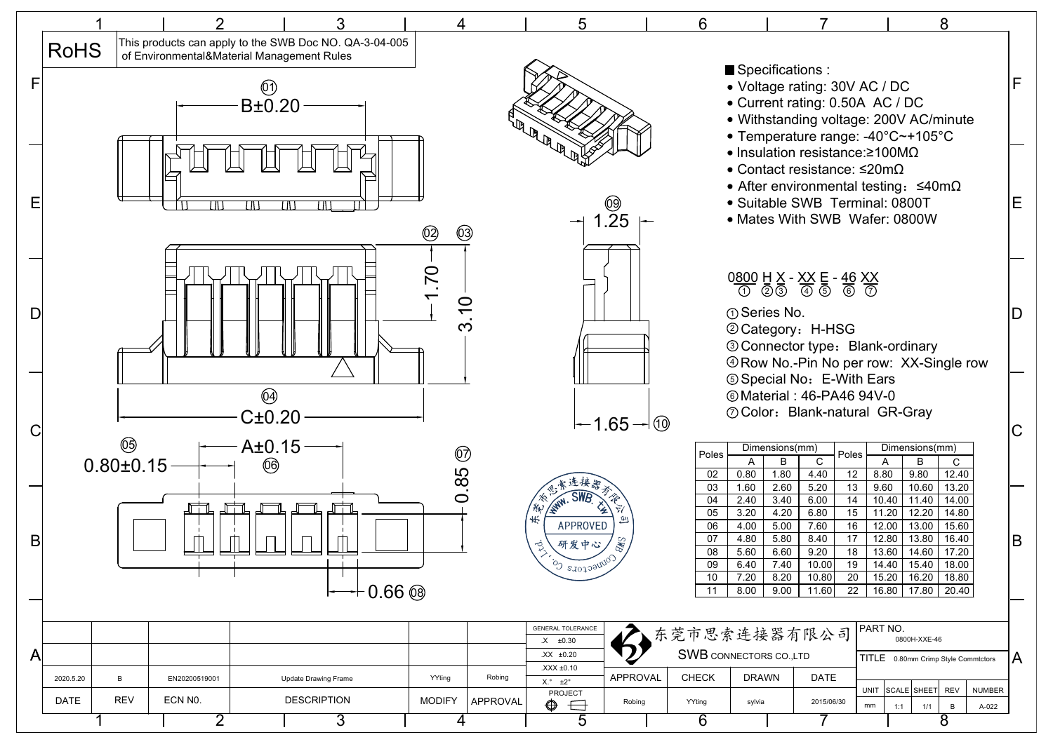RoHS — This products can apply to the SWB Doc NO. QA-3-04-005 of Environmental&Material Management Rules

■ Specifications :

- Voltage rating: 30V AC / DC
- Current rating: 0.50A AC / DC
- Withstanding voltage: 200V AC/minute
- Temperature range: -40°C~+105°C
- Insulation resistance:≥100MΩ
- Contact resistance: ≤20mΩ
- After environmental testing：≤40mΩ
- Suitable SWB Terminal: 0800T
- Mates With SWB Wafer: 0800W

0800 H X - XX E - 46 XX
① ②③ ④ ⑤ ⑥ ⑦

① Series No.
② Category：H-HSG
③ Connector type：Blank-ordinary
④ Row No.-Pin No per row: XX-Single row
⑤ Special No：E-With Ears
⑥ Material : 46-PA46 94V-0
⑦ Color：Blank-natural GR-Gray

Dimension callouts: ⓪① B±0.20; ⓪② 1.70; ⓪③ 3.10; ⓪④ C±0.20; ⓪⑤ 0.80±0.15; ⓪⑥ A±0.15; ⓪⑦ 0.85; ⓪⑧ 0.66; ⓪⑨ 1.25; ⑩ 1.65

| Poles | Dimensions(mm) | | | Poles | Dimensions(mm) | | |
|---|---|---|---|---|---|---|---|
| | A | B | C | | A | B | C |
| 02 | 0.80 | 1.80 | 4.40 | 12 | 8.80 | 9.80 | 12.40 |
| 03 | 1.60 | 2.60 | 5.20 | 13 | 9.60 | 10.60 | 13.20 |
| 04 | 2.40 | 3.40 | 6.00 | 14 | 10.40 | 11.40 | 14.00 |
| 05 | 3.20 | 4.20 | 6.80 | 15 | 11.20 | 12.20 | 14.80 |
| 06 | 4.00 | 5.00 | 7.60 | 16 | 12.00 | 13.00 | 15.60 |
| 07 | 4.80 | 5.80 | 8.40 | 17 | 12.80 | 13.80 | 16.40 |
| 08 | 5.60 | 6.60 | 9.20 | 18 | 13.60 | 14.60 | 17.20 |
| 09 | 6.40 | 7.40 | 10.00 | 19 | 14.40 | 15.40 | 18.00 |
| 10 | 7.20 | 8.20 | 10.80 | 20 | 15.20 | 16.20 | 18.80 |
| 11 | 8.00 | 9.00 | 11.60 | 22 | 16.80 | 17.80 | 20.40 |

东莞市思索连接器有限公司 WWW.SWB.tw APPROVED 研发中心 SWB Connectors Co.,Ltd

| DATE | REV | ECN N0. | DESCRIPTION | MODIFY | APPROVAL |
|---|---|---|---|---|---|
| 2020.5.20 | B | EN20200519001 | Update Drawing Frame | YYting | Robing |

GENERAL TOLERANCE: .X ±0.30; .XX ±0.20; .XXX ±0.10; X.° ±2°

PROJECT

东莞市思索连接器有限公司
SWB CONNECTORS CO.,LTD

| APPROVAL | CHECK | DRAWN | DATE |
|---|---|---|---|
| Robing | YYting | sylvia | 2015/06/30 |

PART NO. 0800H-XXE-46

TITLE 0.80mm Crimp Style Commtctors

| UNIT | SCALE | SHEET | REV | NUMBER |
|---|---|---|---|---|
| mm | 1:1 | 1/1 | B | A-022 |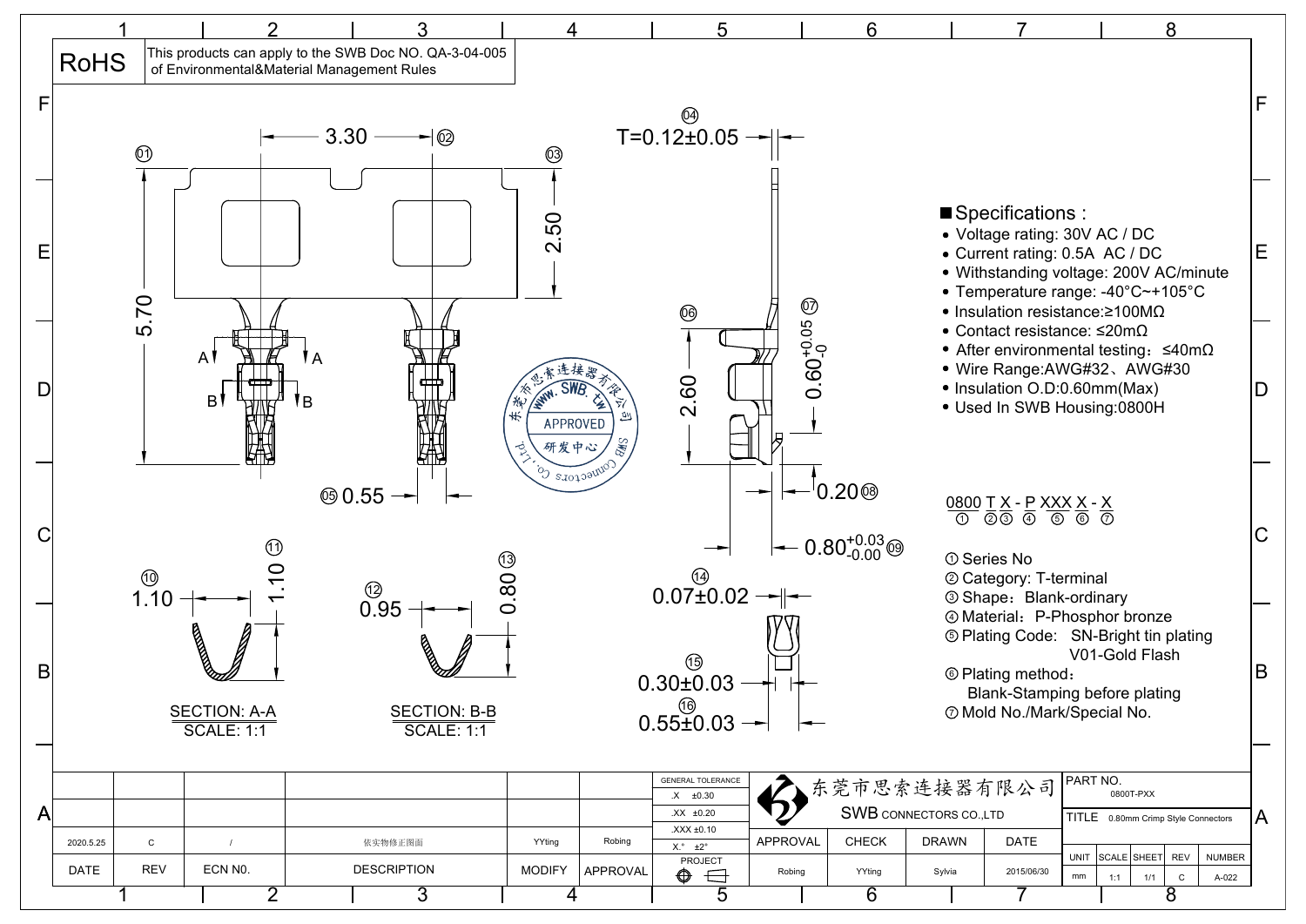RoHS | This products can apply to the SWB Doc NO. QA-3-04-005 of Environmental&Material Management Rules

①
② 3.30
③ 2.50
5.70
④ T=0.12±0.05
⑤ 0.55
⑥ 2.60
⑦ $0.60^{+0.05}_{-0}$
⑧ 0.20
⑨ $0.80^{+0.03}_{-0.00}$
⑩ 1.10
⑪ 1.10
⑫ 0.95
⑬ 0.80
⑭ 0.07±0.02
⑮ 0.30±0.03
⑯ 0.55±0.03

A A
B B

SECTION: A-A
SCALE: 1:1

SECTION: B-B
SCALE: 1:1

东莞市思索连接器有限公司 WWW.SWB.tw APPROVED 研发中心 SWB Connectors Co.,Ltd

## ■ Specifications :

- Voltage rating: 30V AC / DC
- Current rating: 0.5A AC / DC
- Withstanding voltage: 200V AC/minute
- Temperature range: -40°C~+105°C
- Insulation resistance:≥100MΩ
- Contact resistance: ≤20mΩ
- After environmental testing：≤40mΩ
- Wire Range:AWG#32、AWG#30
- Insulation O.D:0.60mm(Max)
- Used In SWB Housing:0800H

0800 T X - P XXX X - X
① ②③ ④ ⑤ ⑥ ⑦

① Series No
② Category: T-terminal
③ Shape：Blank-ordinary
④ Material：P-Phosphor bronze
⑤ Plating Code: SN-Bright tin plating
V01-Gold Flash
⑥ Plating method：
Blank-Stamping before plating
⑦ Mold No./Mark/Special No.

| DATE | REV | ECN N0. | DESCRIPTION | MODIFY | APPROVAL |
|---|---|---|---|---|---|
| 2020.5.25 | C | / | 依实物修正图面 | YYting | Robing |

| GENERAL TOLERANCE | |
|---|---|
| .X | ±0.30 |
| .XX | ±0.20 |
| .XXX | ±0.10 |
| X.° | ±2° |
| PROJECT | |

东莞市思索连接器有限公司
SWB CONNECTORS CO.,LTD

| APPROVAL | CHECK | DRAWN | DATE |
|---|---|---|---|
| Robing | YYting | Sylvia | 2015/06/30 |

PART NO. 0800T-PXX

TITLE 0.80mm Crimp Style Connectors

| UNIT | SCALE | SHEET | REV | NUMBER |
|---|---|---|---|---|
| mm | 1:1 | 1/1 | C | A-022 |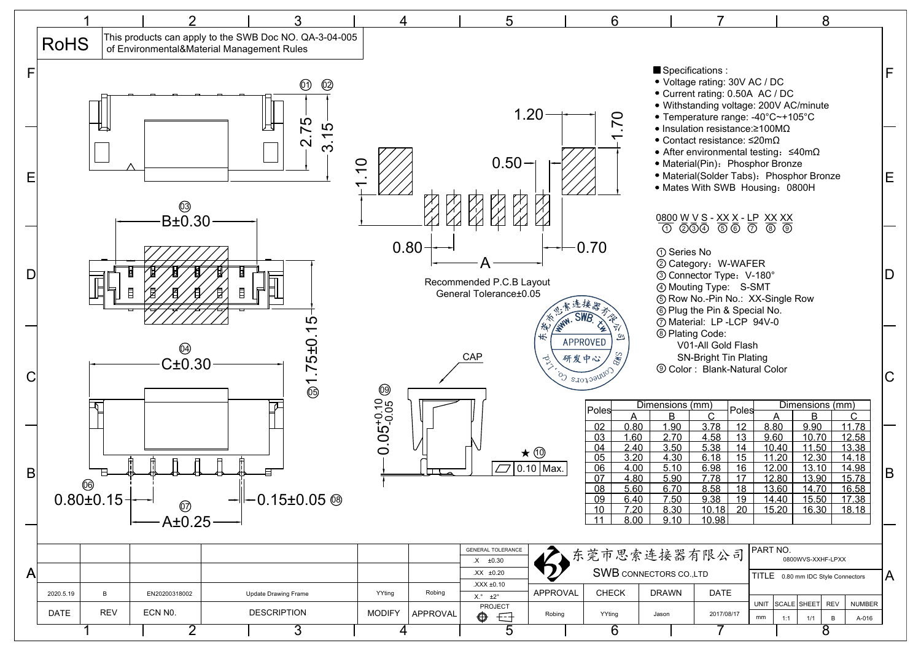RoHS | This products can apply to the SWB Doc NO. QA-3-04-005 of Environmental&Material Management Rules

■ Specifications :

- Voltage rating: 30V AC / DC
- Current rating: 0.50A AC / DC
- Withstanding voltage: 200V AC/minute
- Temperature range: -40°C~+105°C
- Insulation resistance:≥100MΩ
- Contact resistance: ≤20mΩ
- After environmental testing：≤40mΩ
- Material(Pin)：Phosphor Bronze
- Material(Solder Tabs)：Phosphor Bronze
- Mates With SWB Housing：0800H

0800 W V S - XX X - LP XX XX
① ②③④ ⑤⑥ ⑦ ⑧ ⑨

① Series No
② Category：W-WAFER
③ Connector Type：V-180°
④ Mouting Type: S-SMT
⑤ Row No.-Pin No.: XX-Single Row
⑥ Plug the Pin & Special No.
⑦ Material: LP -LCP 94V-0
⑧ Plating Code:
V01-All Gold Flash
SN-Bright Tin Plating
⑨ Color : Blank-Natural Color

Recommended P.C.B Layout
General Tolerance±0.05

Dimensions: 1.20, 1.70, 1.10, 0.50, 0.80, 0.70, A, 2.75, 3.15, B±0.30, C±0.30, 1.75±0.15, 0.80±0.15, A±0.25, 0.15±0.05, $0.05^{+0.10}_{-0.05}$, CAP, ★⑩ ▱ 0.10 Max.

| Poles | Dimensions (mm) | | | Poles | Dimensions (mm) | | |
|---|---|---|---|---|---|---|---|
| | A | B | C | | A | B | C |
| 02 | 0.80 | 1.90 | 3.78 | 12 | 8.80 | 9.90 | 11.78 |
| 03 | 1.60 | 2.70 | 4.58 | 13 | 9.60 | 10.70 | 12.58 |
| 04 | 2.40 | 3.50 | 5.38 | 14 | 10.40 | 11.50 | 13.38 |
| 05 | 3.20 | 4.30 | 6.18 | 15 | 11.20 | 12.30 | 14.18 |
| 06 | 4.00 | 5.10 | 6.98 | 16 | 12.00 | 13.10 | 14.98 |
| 07 | 4.80 | 5.90 | 7.78 | 17 | 12.80 | 13.90 | 15.78 |
| 08 | 5.60 | 6.70 | 8.58 | 18 | 13.60 | 14.70 | 16.58 |
| 09 | 6.40 | 7.50 | 9.38 | 19 | 14.40 | 15.50 | 17.38 |
| 10 | 7.20 | 8.30 | 10.18 | 20 | 15.20 | 16.30 | 18.18 |
| 11 | 8.00 | 9.10 | 10.98 | | | | |

东莞市思索连接器有限公司 / SWB CONNECTORS CO.,LTD

| DATE | REV | ECN N0. | DESCRIPTION | MODIFY | APPROVAL |
|---|---|---|---|---|---|
| 2020.5.19 | B | EN20200318002 | Update Drawing Frame | YYting | Robing |

GENERAL TOLERANCE: .X ±0.30; .XX ±0.20; .XXX ±0.10; X.° ±2°

| APPROVAL | CHECK | DRAWN | DATE |
|---|---|---|---|
| Robing | YYting | Jason | 2017/08/17 |

PART NO. 0800WVS-XXHF-LPXX
TITLE 0.80 mm IDC Style Connectors

| UNIT | SCALE | SHEET | REV | NUMBER |
|---|---|---|---|---|
| mm | 1:1 | 1/1 | B | A-016 |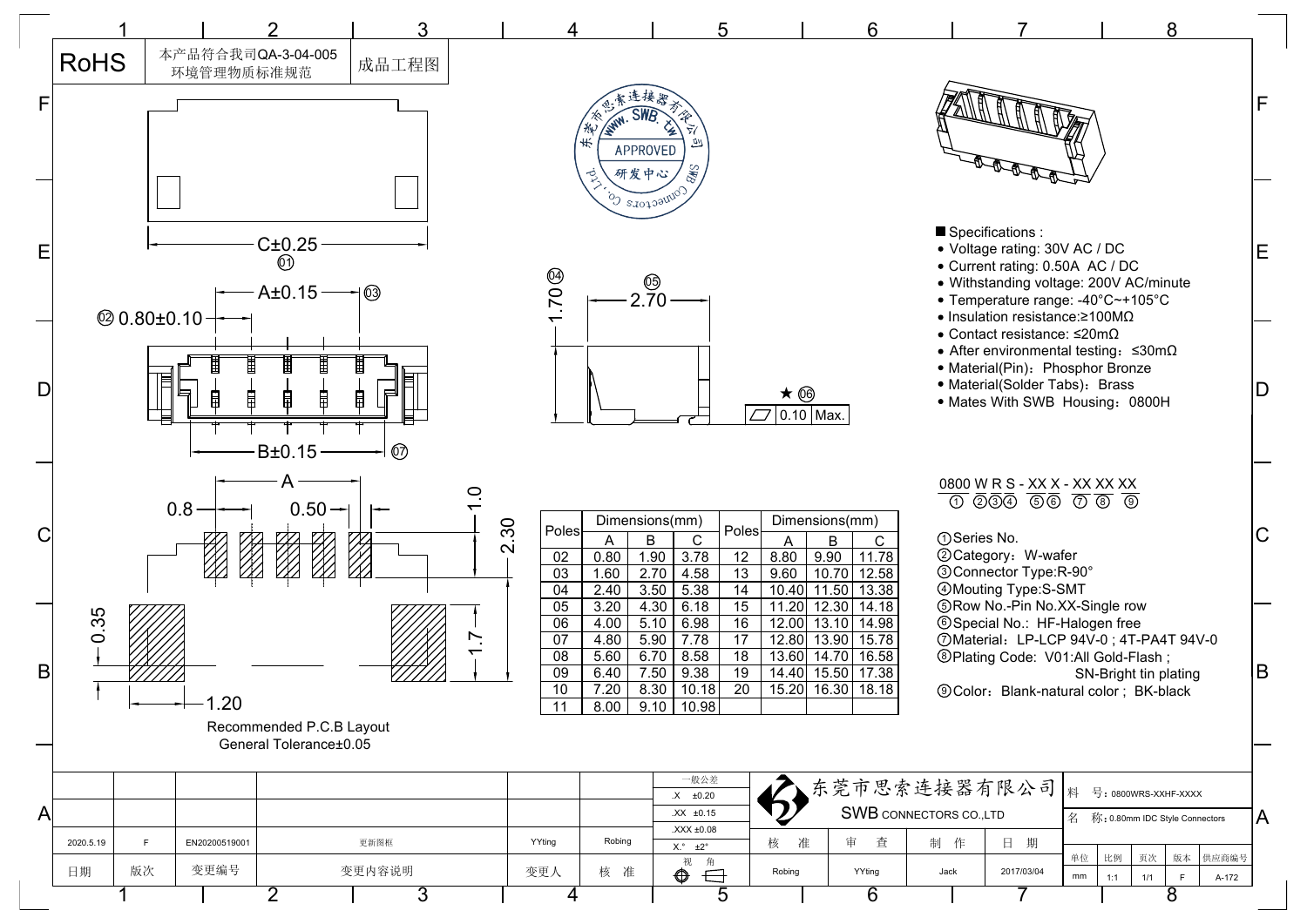RoHS | 本产品符合我司QA-3-04-005 环境管理物质标准规范 | 成品工程图

C±0.25 ①

A±0.15 ③

② 0.80±0.10

B±0.15 ⑦

④ 1.70

⑤ 2.70

★ ⑥ ▱ 0.10 Max.

A

0.8

0.50

1.0

2.30

0.35

1.7

1.20

Recommended P.C.B Layout
General Tolerance±0.05

■ Specifications :

- Voltage rating: 30V AC / DC
- Current rating: 0.50A AC / DC
- Withstanding voltage: 200V AC/minute
- Temperature range: -40°C~+105°C
- Insulation resistance:≥100MΩ
- Contact resistance: ≤20mΩ
- After environmental testing：≤30mΩ
- Material(Pin)：Phosphor Bronze
- Material(Solder Tabs)：Brass
- Mates With SWB Housing：0800H

0800 W R S - XX X - XX XX XX
① ②③④ ⑤⑥ ⑦ ⑧ ⑨

①Series No.
②Category：W-wafer
③Connector Type:R-90°
④Mouting Type:S-SMT
⑤Row No.-Pin No.XX-Single row
⑥Special No.: HF-Halogen free
⑦Material：LP-LCP 94V-0 ; 4T-PA4T 94V-0
⑧Plating Code: V01:All Gold-Flash ;
SN-Bright tin plating
⑨Color：Blank-natural color ; BK-black

| Poles | Dimensions(mm) | | | Poles | Dimensions(mm) | | |
|---|---|---|---|---|---|---|---|
| | A | B | C | | A | B | C |
| 02 | 0.80 | 1.90 | 3.78 | 12 | 8.80 | 9.90 | 11.78 |
| 03 | 1.60 | 2.70 | 4.58 | 13 | 9.60 | 10.70 | 12.58 |
| 04 | 2.40 | 3.50 | 5.38 | 14 | 10.40 | 11.50 | 13.38 |
| 05 | 3.20 | 4.30 | 6.18 | 15 | 11.20 | 12.30 | 14.18 |
| 06 | 4.00 | 5.10 | 6.98 | 16 | 12.00 | 13.10 | 14.98 |
| 07 | 4.80 | 5.90 | 7.78 | 17 | 12.80 | 13.90 | 15.78 |
| 08 | 5.60 | 6.70 | 8.58 | 18 | 13.60 | 14.70 | 16.58 |
| 09 | 6.40 | 7.50 | 9.38 | 19 | 14.40 | 15.50 | 17.38 |
| 10 | 7.20 | 8.30 | 10.18 | 20 | 15.20 | 16.30 | 18.18 |
| 11 | 8.00 | 9.10 | 10.98 | | | | |

| 日期 | 版次 | 变更编号 | 变更内容说明 | 变更人 | 核 准 |
|---|---|---|---|---|---|
| 2020.5.19 | F | EN20200519001 | 更新图框 | YYting | Robing |

一般公差: .X ±0.20; .XX ±0.15; .XXX ±0.08; X.° ±2°

视 角

东莞市思索连接器有限公司
SWB CONNECTORS CO.,LTD

| 核 准 | 审 查 | 制 作 | 日 期 |
|---|---|---|---|
| Robing | YYting | Jack | 2017/03/04 |

料 号：0800WRS-XXHF-XXXX
名 称：0.80mm IDC Style Connectors

| 单位 | 比例 | 页次 | 版本 | 供应商编号 |
|---|---|---|---|---|
| mm | 1:1 | 1/1 | F | A-172 |